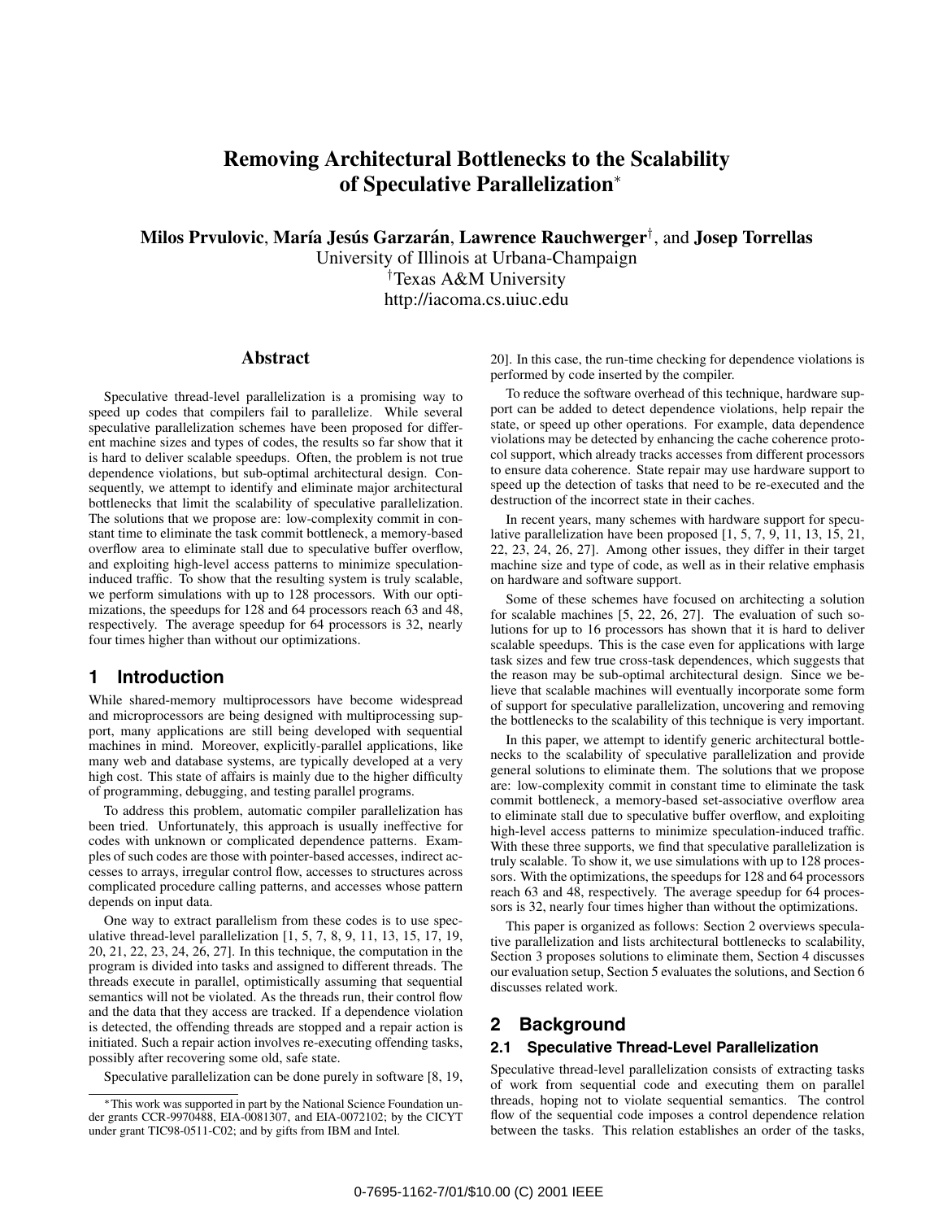# Removing Architectural Bottlenecks to the Scalability of Speculative Parallelization*

**Milos Prvulovic**, **María Jesús Garzarán**, **Lawrence Rauchwerger**[†], and **Josep Torrellas**

University of Illinois at Urbana-Champaign

[†]Texas A&M University

http://iacoma.cs.uiuc.edu

## Abstract

Speculative thread-level parallelization is a promising way to speed up codes that compilers fail to parallelize. While several speculative parallelization schemes have been proposed for different machine sizes and types of codes, the results so far show that it is hard to deliver scalable speedups. Often, the problem is not true dependence violations, but sub-optimal architectural design. Consequently, we attempt to identify and eliminate major architectural bottlenecks that limit the scalability of speculative parallelization. The solutions that we propose are: low-complexity commit in constant time to eliminate the task commit bottleneck, a memory-based overflow area to eliminate stall due to speculative buffer overflow, and exploiting high-level access patterns to minimize speculation-induced traffic. To show that the resulting system is truly scalable, we perform simulations with up to 128 processors. With our optimizations, the speedups for 128 and 64 processors reach 63 and 48, respectively. The average speedup for 64 processors is 32, nearly four times higher than without our optimizations.

## 1 Introduction

While shared-memory multiprocessors have become widespread and microprocessors are being designed with multiprocessing support, many applications are still being developed with sequential machines in mind. Moreover, explicitly-parallel applications, like many web and database systems, are typically developed at a very high cost. This state of affairs is mainly due to the higher difficulty of programming, debugging, and testing parallel programs.

To address this problem, automatic compiler parallelization has been tried. Unfortunately, this approach is usually ineffective for codes with unknown or complicated dependence patterns. Examples of such codes are those with pointer-based accesses, indirect accesses to arrays, irregular control flow, accesses to structures across complicated procedure calling patterns, and accesses whose pattern depends on input data.

One way to extract parallelism from these codes is to use speculative thread-level parallelization [1, 5, 7, 8, 9, 11, 13, 15, 17, 19, 20, 21, 22, 23, 24, 26, 27]. In this technique, the computation in the program is divided into tasks and assigned to different threads. The threads execute in parallel, optimistically assuming that sequential semantics will not be violated. As the threads run, their control flow and the data that they access are tracked. If a dependence violation is detected, the offending threads are stopped and a repair action is initiated. Such a repair action involves re-executing offending tasks, possibly after recovering some old, safe state.

Speculative parallelization can be done purely in software [8, 19, 20]. In this case, the run-time checking for dependence violations is performed by code inserted by the compiler.

To reduce the software overhead of this technique, hardware support can be added to detect dependence violations, help repair the state, or speed up other operations. For example, data dependence violations may be detected by enhancing the cache coherence protocol support, which already tracks accesses from different processors to ensure data coherence. State repair may use hardware support to speed up the detection of tasks that need to be re-executed and the destruction of the incorrect state in their caches.

In recent years, many schemes with hardware support for speculative parallelization have been proposed [1, 5, 7, 9, 11, 13, 15, 21, 22, 23, 24, 26, 27]. Among other issues, they differ in their target machine size and type of code, as well as in their relative emphasis on hardware and software support.

Some of these schemes have focused on architecting a solution for scalable machines [5, 22, 26, 27]. The evaluation of such solutions for up to 16 processors has shown that it is hard to deliver scalable speedups. This is the case even for applications with large task sizes and few true cross-task dependences, which suggests that the reason may be sub-optimal architectural design. Since we believe that scalable machines will eventually incorporate some form of support for speculative parallelization, uncovering and removing the bottlenecks to the scalability of this technique is very important.

In this paper, we attempt to identify generic architectural bottlenecks to the scalability of speculative parallelization and provide general solutions to eliminate them. The solutions that we propose are: low-complexity commit in constant time to eliminate the task commit bottleneck, a memory-based set-associative overflow area to eliminate stall due to speculative buffer overflow, and exploiting high-level access patterns to minimize speculation-induced traffic. With these three supports, we find that speculative parallelization is truly scalable. To show it, we use simulations with up to 128 processors. With the optimizations, the speedups for 128 and 64 processors reach 63 and 48, respectively. The average speedup for 64 processors is 32, nearly four times higher than without the optimizations.

This paper is organized as follows: Section 2 overviews speculative parallelization and lists architectural bottlenecks to scalability, Section 3 proposes solutions to eliminate them, Section 4 discusses our evaluation setup, Section 5 evaluates the solutions, and Section 6 discusses related work.

## 2 Background

### 2.1 Speculative Thread-Level Parallelization

Speculative thread-level parallelization consists of extracting tasks of work from sequential code and executing them on parallel threads, hoping not to violate sequential semantics. The control flow of the sequential code imposes a control dependence relation between the tasks. This relation establishes an order of the tasks,

*This work was supported in part by the National Science Foundation under grants CCR-9970488, EIA-0081307, and EIA-0072102; by the CICYT under grant TIC98-0511-C02; and by gifts from IBM and Intel.

0-7695-1162-7/01/$10.00 (C) 2001 IEEE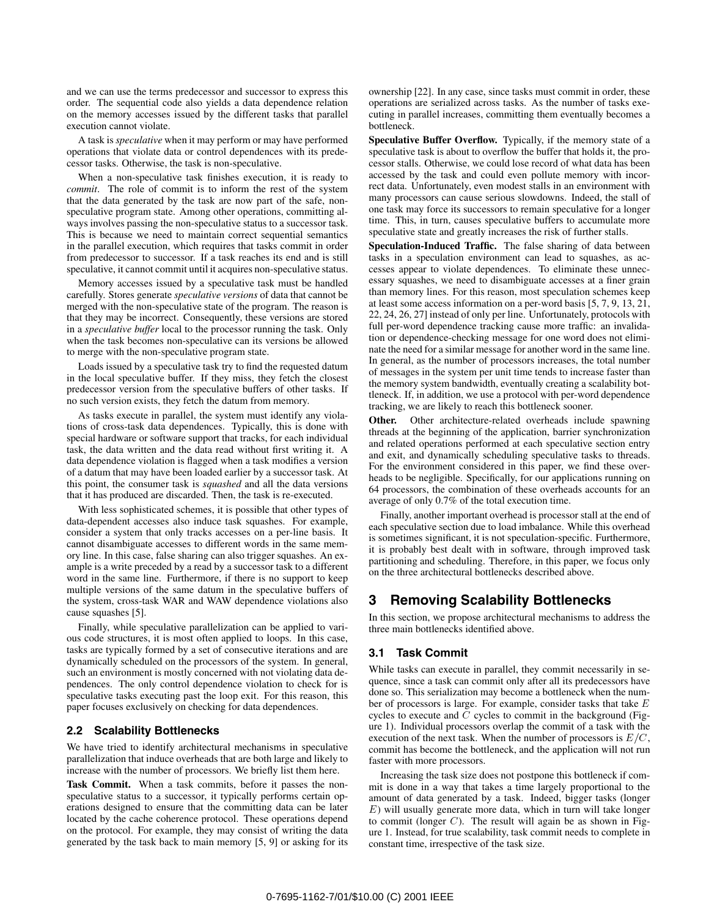and we can use the terms predecessor and successor to express this order. The sequential code also yields a data dependence relation on the memory accesses issued by the different tasks that parallel execution cannot violate.

A task is *speculative* when it may perform or may have performed operations that violate data or control dependences with its predecessor tasks. Otherwise, the task is non-speculative.

When a non-speculative task finishes execution, it is ready to *commit*. The role of commit is to inform the rest of the system that the data generated by the task are now part of the safe, non-speculative program state. Among other operations, committing always involves passing the non-speculative status to a successor task. This is because we need to maintain correct sequential semantics in the parallel execution, which requires that tasks commit in order from predecessor to successor. If a task reaches its end and is still speculative, it cannot commit until it acquires non-speculative status.

Memory accesses issued by a speculative task must be handled carefully. Stores generate *speculative versions* of data that cannot be merged with the non-speculative state of the program. The reason is that they may be incorrect. Consequently, these versions are stored in a *speculative buffer* local to the processor running the task. Only when the task becomes non-speculative can its versions be allowed to merge with the non-speculative program state.

Loads issued by a speculative task try to find the requested datum in the local speculative buffer. If they miss, they fetch the closest predecessor version from the speculative buffers of other tasks. If no such version exists, they fetch the datum from memory.

As tasks execute in parallel, the system must identify any violations of cross-task data dependences. Typically, this is done with special hardware or software support that tracks, for each individual task, the data written and the data read without first writing it. A data dependence violation is flagged when a task modifies a version of a datum that may have been loaded earlier by a successor task. At this point, the consumer task is *squashed* and all the data versions that it has produced are discarded. Then, the task is re-executed.

With less sophisticated schemes, it is possible that other types of data-dependent accesses also induce task squashes. For example, consider a system that only tracks accesses on a per-line basis. It cannot disambiguate accesses to different words in the same memory line. In this case, false sharing can also trigger squashes. An example is a write preceded by a read by a successor task to a different word in the same line. Furthermore, if there is no support to keep multiple versions of the same datum in the speculative buffers of the system, cross-task WAR and WAW dependence violations also cause squashes [5].

Finally, while speculative parallelization can be applied to various code structures, it is most often applied to loops. In this case, tasks are typically formed by a set of consecutive iterations and are dynamically scheduled on the processors of the system. In general, such an environment is mostly concerned with not violating data dependences. The only control dependence violation to check for is speculative tasks executing past the loop exit. For this reason, this paper focuses exclusively on checking for data dependences.

### 2.2 Scalability Bottlenecks

We have tried to identify architectural mechanisms in speculative parallelization that induce overheads that are both large and likely to increase with the number of processors. We briefly list them here.

**Task Commit.** When a task commits, before it passes the non-speculative status to a successor, it typically performs certain operations designed to ensure that the committing data can be later located by the cache coherence protocol. These operations depend on the protocol. For example, they may consist of writing the data generated by the task back to main memory [5, 9] or asking for its ownership [22]. In any case, since tasks must commit in order, these operations are serialized across tasks. As the number of tasks executing in parallel increases, committing them eventually becomes a bottleneck.

**Speculative Buffer Overflow.** Typically, if the memory state of a speculative task is about to overflow the buffer that holds it, the processor stalls. Otherwise, we could lose record of what data has been accessed by the task and could even pollute memory with incorrect data. Unfortunately, even modest stalls in an environment with many processors can cause serious slowdowns. Indeed, the stall of one task may force its successors to remain speculative for a longer time. This, in turn, causes speculative buffers to accumulate more speculative state and greatly increases the risk of further stalls.

**Speculation-Induced Traffic.** The false sharing of data between tasks in a speculation environment can lead to squashes, as accesses appear to violate dependences. To eliminate these unnecessary squashes, we need to disambiguate accesses at a finer grain than memory lines. For this reason, most speculation schemes keep at least some access information on a per-word basis [5, 7, 9, 13, 21, 22, 24, 26, 27] instead of only per line. Unfortunately, protocols with full per-word dependence tracking cause more traffic: an invalidation or dependence-checking message for one word does not eliminate the need for a similar message for another word in the same line. In general, as the number of processors increases, the total number of messages in the system per unit time tends to increase faster than the memory system bandwidth, eventually creating a scalability bottleneck. If, in addition, we use a protocol with per-word dependence tracking, we are likely to reach this bottleneck sooner.

**Other.** Other architecture-related overheads include spawning threads at the beginning of the application, barrier synchronization and related operations performed at each speculative section entry and exit, and dynamically scheduling speculative tasks to threads. For the environment considered in this paper, we find these overheads to be negligible. Specifically, for our applications running on 64 processors, the combination of these overheads accounts for an average of only 0.7% of the total execution time.

Finally, another important overhead is processor stall at the end of each speculative section due to load imbalance. While this overhead is sometimes significant, it is not speculation-specific. Furthermore, it is probably best dealt with in software, through improved task partitioning and scheduling. Therefore, in this paper, we focus only on the three architectural bottlenecks described above.

## 3 Removing Scalability Bottlenecks

In this section, we propose architectural mechanisms to address the three main bottlenecks identified above.

### 3.1 Task Commit

While tasks can execute in parallel, they commit necessarily in sequence, since a task can commit only after all its predecessors have done so. This serialization may become a bottleneck when the number of processors is large. For example, consider tasks that take $E$ cycles to execute and $C$ cycles to commit in the background (Figure 1). Individual processors overlap the commit of a task with the execution of the next task. When the number of processors is $E/C$, commit has become the bottleneck, and the application will not run faster with more processors.

Increasing the task size does not postpone this bottleneck if commit is done in a way that takes a time largely proportional to the amount of data generated by a task. Indeed, bigger tasks (longer $E$) will usually generate more data, which in turn will take longer to commit (longer $C$). The result will again be as shown in Figure 1. Instead, for true scalability, task commit needs to complete in constant time, irrespective of the task size.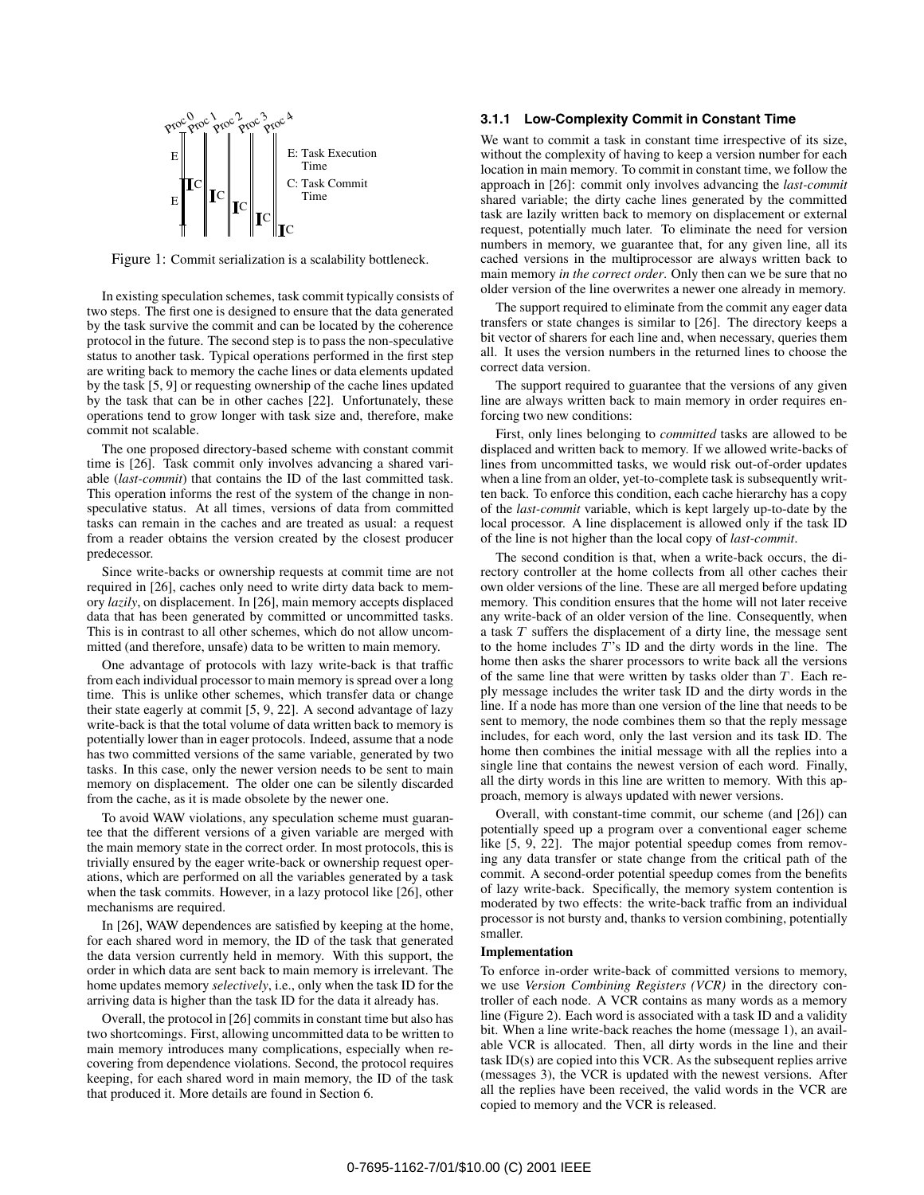Proc 0 Proc 1 Proc 2 Proc 3 Proc 4

E

E

C

C

C

C

C

E: Task Execution Time

C: Task Commit Time

Figure 1: Commit serialization is a scalability bottleneck.

In existing speculation schemes, task commit typically consists of two steps. The first one is designed to ensure that the data generated by the task survive the commit and can be located by the coherence protocol in the future. The second step is to pass the non-speculative status to another task. Typical operations performed in the first step are writing back to memory the cache lines or data elements updated by the task [5, 9] or requesting ownership of the cache lines updated by the task that can be in other caches [22]. Unfortunately, these operations tend to grow longer with task size and, therefore, make commit not scalable.

The one proposed directory-based scheme with constant commit time is [26]. Task commit only involves advancing a shared variable (*last-commit*) that contains the ID of the last committed task. This operation informs the rest of the system of the change in non-speculative status. At all times, versions of data from committed tasks can remain in the caches and are treated as usual: a request from a reader obtains the version created by the closest producer predecessor.

Since write-backs or ownership requests at commit time are not required in [26], caches only need to write dirty data back to memory *lazily*, on displacement. In [26], main memory accepts displaced data that has been generated by committed or uncommitted tasks. This is in contrast to all other schemes, which do not allow uncommitted (and therefore, unsafe) data to be written to main memory.

One advantage of protocols with lazy write-back is that traffic from each individual processor to main memory is spread over a long time. This is unlike other schemes, which transfer data or change their state eagerly at commit [5, 9, 22]. A second advantage of lazy write-back is that the total volume of data written back to memory is potentially lower than in eager protocols. Indeed, assume that a node has two committed versions of the same variable, generated by two tasks. In this case, only the newer version needs to be sent to main memory on displacement. The older one can be silently discarded from the cache, as it is made obsolete by the newer one.

To avoid WAW violations, any speculation scheme must guarantee that the different versions of a given variable are merged with the main memory state in the correct order. In most protocols, this is trivially ensured by the eager write-back or ownership request operations, which are performed on all the variables generated by a task when the task commits. However, in a lazy protocol like [26], other mechanisms are required.

In [26], WAW dependences are satisfied by keeping at the home, for each shared word in memory, the ID of the task that generated the data version currently held in memory. With this support, the order in which data are sent back to main memory is irrelevant. The home updates memory *selectively*, i.e., only when the task ID for the arriving data is higher than the task ID for the data it already has.

Overall, the protocol in [26] commits in constant time but also has two shortcomings. First, allowing uncommitted data to be written to main memory introduces many complications, especially when recovering from dependence violations. Second, the protocol requires keeping, for each shared word in main memory, the ID of the task that produced it. More details are found in Section 6.

### 3.1.1 Low-Complexity Commit in Constant Time

We want to commit a task in constant time irrespective of its size, without the complexity of having to keep a version number for each location in main memory. To commit in constant time, we follow the approach in [26]: commit only involves advancing the *last-commit* shared variable; the dirty cache lines generated by the committed task are lazily written back to memory on displacement or external request, potentially much later. To eliminate the need for version numbers in memory, we guarantee that, for any given line, all its cached versions in the multiprocessor are always written back to main memory *in the correct order*. Only then can we be sure that no older version of the line overwrites a newer one already in memory.

The support required to eliminate from the commit any eager data transfers or state changes is similar to [26]. The directory keeps a bit vector of sharers for each line and, when necessary, queries them all. It uses the version numbers in the returned lines to choose the correct data version.

The support required to guarantee that the versions of any given line are always written back to main memory in order requires enforcing two new conditions:

First, only lines belonging to *committed* tasks are allowed to be displaced and written back to memory. If we allowed write-backs of lines from uncommitted tasks, we would risk out-of-order updates when a line from an older, yet-to-complete task is subsequently written back. To enforce this condition, each cache hierarchy has a copy of the *last-commit* variable, which is kept largely up-to-date by the local processor. A line displacement is allowed only if the task ID of the line is not higher than the local copy of *last-commit*.

The second condition is that, when a write-back occurs, the directory controller at the home collects from all other caches their own older versions of the line. These are all merged before updating memory. This condition ensures that the home will not later receive any write-back of an older version of the line. Consequently, when a task $T$ suffers the displacement of a dirty line, the message sent to the home includes $T$'s ID and the dirty words in the line. The home then asks the sharer processors to write back all the versions of the same line that were written by tasks older than $T$. Each reply message includes the writer task ID and the dirty words in the line. If a node has more than one version of the line that needs to be sent to memory, the node combines them so that the reply message includes, for each word, only the last version and its task ID. The home then combines the initial message with all the replies into a single line that contains the newest version of each word. Finally, all the dirty words in this line are written to memory. With this approach, memory is always updated with newer versions.

Overall, with constant-time commit, our scheme (and [26]) can potentially speed up a program over a conventional eager scheme like [5, 9, 22]. The major potential speedup comes from removing any data transfer or state change from the critical path of the commit. A second-order potential speedup comes from the benefits of lazy write-back. Specifically, the memory system contention is moderated by two effects: the write-back traffic from an individual processor is not bursty and, thanks to version combining, potentially smaller.

#### Implementation

To enforce in-order write-back of committed versions to memory, we use *Version Combining Registers (VCR)* in the directory controller of each node. A VCR contains as many words as a memory line (Figure 2). Each word is associated with a task ID and a validity bit. When a line write-back reaches the home (message 1), an available VCR is allocated. Then, all dirty words in the line and their task ID(s) are copied into this VCR. As the subsequent replies arrive (messages 3), the VCR is updated with the newest versions. After all the replies have been received, the valid words in the VCR are copied to memory and the VCR is released.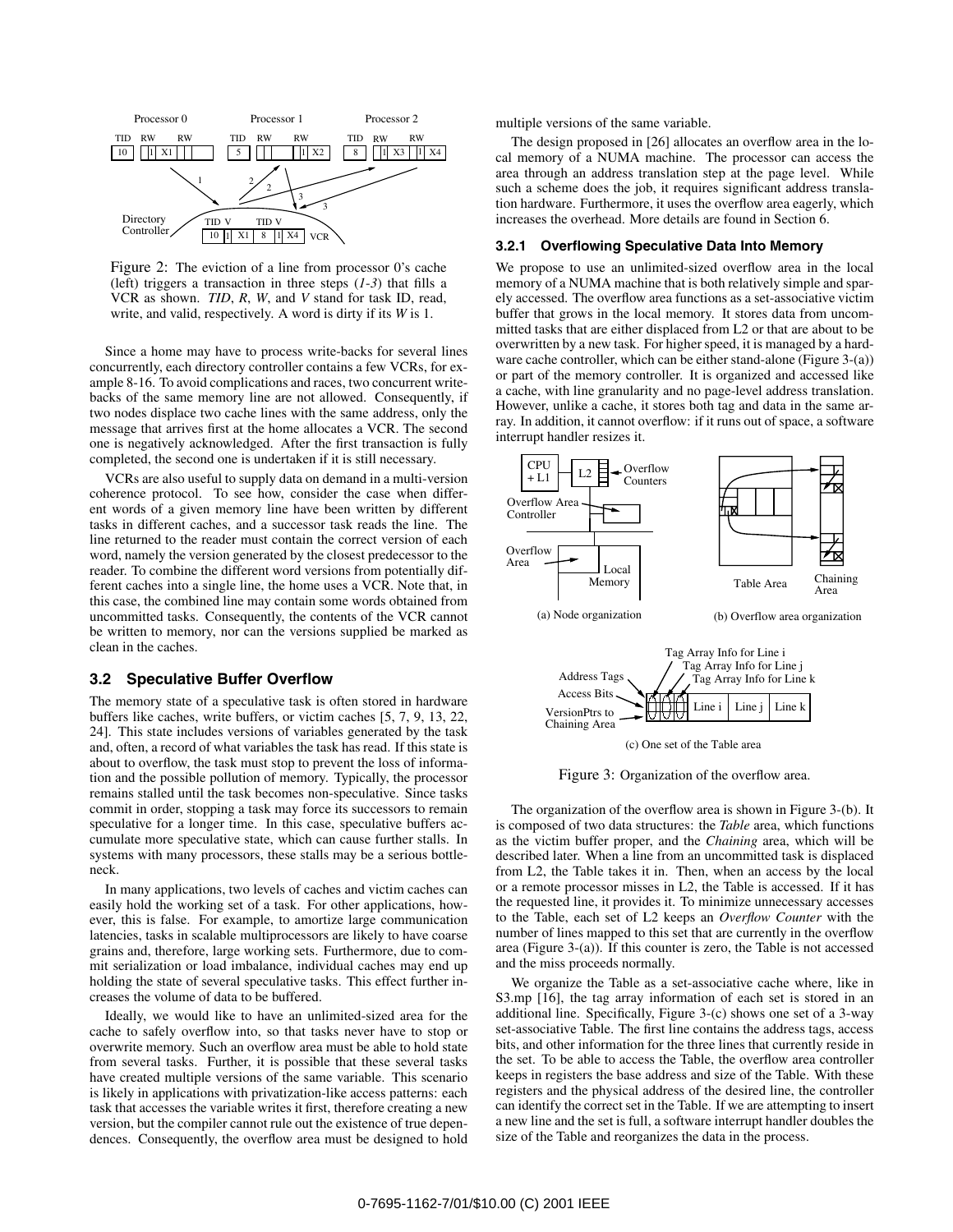Figure 2: The eviction of a line from processor 0's cache (left) triggers a transaction in three steps (*1-3*) that fills a VCR as shown. *TID*, *R*, *W*, and *V* stand for task ID, read, write, and valid, respectively. A word is dirty if its *W* is 1.

Since a home may have to process write-backs for several lines concurrently, each directory controller contains a few VCRs, for example 8-16. To avoid complications and races, two concurrent write-backs of the same memory line are not allowed. Consequently, if two nodes displace two cache lines with the same address, only the message that arrives first at the home allocates a VCR. The second one is negatively acknowledged. After the first transaction is fully completed, the second one is undertaken if it is still necessary.

VCRs are also useful to supply data on demand in a multi-version coherence protocol. To see how, consider the case when different words of a given memory line have been written by different tasks in different caches, and a successor task reads the line. The line returned to the reader must contain the correct version of each word, namely the version generated by the closest predecessor to the reader. To combine the different word versions from potentially different caches into a single line, the home uses a VCR. Note that, in this case, the combined line may contain some words obtained from uncommitted tasks. Consequently, the contents of the VCR cannot be written to memory, nor can the versions supplied be marked as clean in the caches.

## 3.2 Speculative Buffer Overflow

The memory state of a speculative task is often stored in hardware buffers like caches, write buffers, or victim caches [5, 7, 9, 13, 22, 24]. This state includes versions of variables generated by the task and, often, a record of what variables the task has read. If this state is about to overflow, the task must stop to prevent the loss of information and the possible pollution of memory. Typically, the processor remains stalled until the task becomes non-speculative. Since tasks commit in order, stopping a task may force its successors to remain speculative for a longer time. In this case, speculative buffers accumulate more speculative state, which can cause further stalls. In systems with many processors, these stalls may be a serious bottleneck.

In many applications, two levels of caches and victim caches can easily hold the working set of a task. For other applications, however, this is false. For example, to amortize large communication latencies, tasks in scalable multiprocessors are likely to have coarse grains and, therefore, large working sets. Furthermore, due to commit serialization or load imbalance, individual caches may end up holding the state of several speculative tasks. This effect further increases the volume of data to be buffered.

Ideally, we would like to have an unlimited-sized area for the cache to safely overflow into, so that tasks never have to stop or overwrite memory. Such an overflow area must be able to hold state from several tasks. Further, it is possible that these several tasks have created multiple versions of the same variable. This scenario is likely in applications with privatization-like access patterns: each task that accesses the variable writes it first, therefore creating a new version, but the compiler cannot rule out the existence of true dependences. Consequently, the overflow area must be designed to hold multiple versions of the same variable.

The design proposed in [26] allocates an overflow area in the local memory of a NUMA machine. The processor can access the area through an address translation step at the page level. While such a scheme does the job, it requires significant address translation hardware. Furthermore, it uses the overflow area eagerly, which increases the overhead. More details are found in Section 6.

### 3.2.1 Overflowing Speculative Data Into Memory

We propose to use an unlimited-sized overflow area in the local memory of a NUMA machine that is both relatively simple and sparely accessed. The overflow area functions as a set-associative victim buffer that grows in the local memory. It stores data from uncommitted tasks that are either displaced from L2 or that are about to be overwritten by a new task. For higher speed, it is managed by a hardware cache controller, which can be either stand-alone (Figure 3-(a)) or part of the memory controller. It is organized and accessed like a cache, with line granularity and no page-level address translation. However, unlike a cache, it stores both tag and data in the same array. In addition, it cannot overflow: if it runs out of space, a software interrupt handler resizes it.

(a) Node organization

(b) Overflow area organization

(c) One set of the Table area

Figure 3: Organization of the overflow area.

The organization of the overflow area is shown in Figure 3-(b). It is composed of two data structures: the *Table* area, which functions as the victim buffer proper, and the *Chaining* area, which will be described later. When a line from an uncommitted task is displaced from L2, the Table takes it in. Then, when an access by the local or a remote processor misses in L2, the Table is accessed. If it has the requested line, it provides it. To minimize unnecessary accesses to the Table, each set of L2 keeps an *Overflow Counter* with the number of lines mapped to this set that are currently in the overflow area (Figure 3-(a)). If this counter is zero, the Table is not accessed and the miss proceeds normally.

We organize the Table as a set-associative cache where, like in S3.mp [16], the tag array information of each set is stored in an additional line. Specifically, Figure 3-(c) shows one set of a 3-way set-associative Table. The first line contains the address tags, access bits, and other information for the three lines that currently reside in the set. To be able to access the Table, the overflow area controller keeps in registers the base address and size of the Table. With these registers and the physical address of the desired line, the controller can identify the correct set in the Table. If we are attempting to insert a new line and the set is full, a software interrupt handler doubles the size of the Table and reorganizes the data in the process.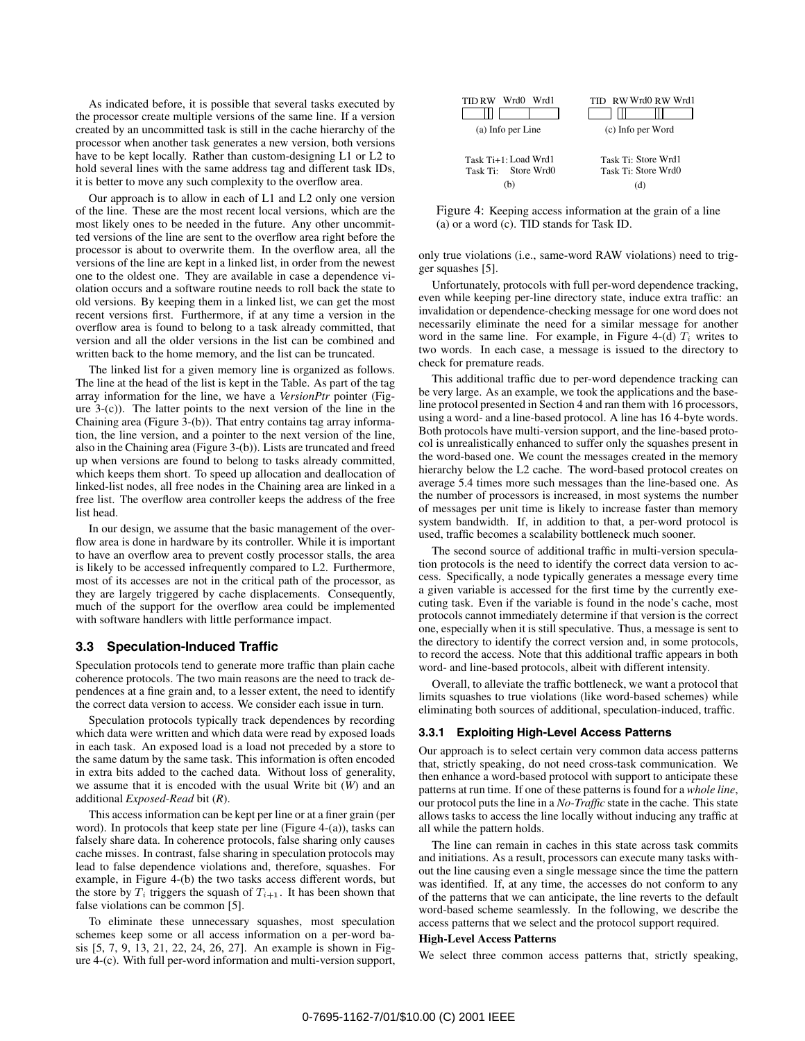As indicated before, it is possible that several tasks executed by the processor create multiple versions of the same line. If a version created by an uncommitted task is still in the cache hierarchy of the processor when another task generates a new version, both versions have to be kept locally. Rather than custom-designing L1 or L2 to hold several lines with the same address tag and different task IDs, it is better to move any such complexity to the overflow area.

Our approach is to allow in each of L1 and L2 only one version of the line. These are the most recent local versions, which are the most likely ones to be needed in the future. Any other uncommitted versions of the line are sent to the overflow area right before the processor is about to overwrite them. In the overflow area, all the versions of the line are kept in a linked list, in order from the newest one to the oldest one. They are available in case a dependence violation occurs and a software routine needs to roll back the state to old versions. By keeping them in a linked list, we can get the most recent versions first. Furthermore, if at any time a version in the overflow area is found to belong to a task already committed, that version and all the older versions in the list can be combined and written back to the home memory, and the list can be truncated.

The linked list for a given memory line is organized as follows. The line at the head of the list is kept in the Table. As part of the tag array information for the line, we have a *VersionPtr* pointer (Figure 3-(c)). The latter points to the next version of the line in the Chaining area (Figure 3-(b)). That entry contains tag array information, the line version, and a pointer to the next version of the line, also in the Chaining area (Figure 3-(b)). Lists are truncated and freed up when versions are found to belong to tasks already committed, which keeps them short. To speed up allocation and deallocation of linked-list nodes, all free nodes in the Chaining area are linked in a free list. The overflow area controller keeps the address of the free list head.

In our design, we assume that the basic management of the overflow area is done in hardware by its controller. While it is important to have an overflow area to prevent costly processor stalls, the area is likely to be accessed infrequently compared to L2. Furthermore, most of its accesses are not in the critical path of the processor, as they are largely triggered by cache displacements. Consequently, much of the support for the overflow area could be implemented with software handlers with little performance impact.

### 3.3 Speculation-Induced Traffic

Speculation protocols tend to generate more traffic than plain cache coherence protocols. The two main reasons are the need to track dependences at a fine grain and, to a lesser extent, the need to identify the correct data version to access. We consider each issue in turn.

Speculation protocols typically track dependences by recording which data were written and which data were read by exposed loads in each task. An exposed load is a load not preceded by a store to the same datum by the same task. This information is often encoded in extra bits added to the cached data. Without loss of generality, we assume that it is encoded with the usual Write bit (*W*) and an additional *Exposed-Read* bit (*R*).

This access information can be kept per line or at a finer grain (per word). In protocols that keep state per line (Figure 4-(a)), tasks can falsely share data. In coherence protocols, false sharing only causes cache misses. In contrast, false sharing in speculation protocols may lead to false dependence violations and, therefore, squashes. For example, in Figure 4-(b) the two tasks access different words, but the store by $T_i$ triggers the squash of $T_{i+1}$. It has been shown that false violations can be common [5].

To eliminate these unnecessary squashes, most speculation schemes keep some or all access information on a per-word basis [5, 7, 9, 13, 21, 22, 24, 26, 27]. An example is shown in Figure 4-(c). With full per-word information and multi-version support,

TID RW Wrd0 Wrd1

(a) Info per Line

Task Ti+1: Load Wrd1
Task Ti: Store Wrd0

(b)

TID RW Wrd0 RW Wrd1

(c) Info per Word

Task Ti: Store Wrd1
Task Ti: Store Wrd0

(d)

Figure 4: Keeping access information at the grain of a line (a) or a word (c). TID stands for Task ID.

only true violations (i.e., same-word RAW violations) need to trigger squashes [5].

Unfortunately, protocols with full per-word dependence tracking, even while keeping per-line directory state, induce extra traffic: an invalidation or dependence-checking message for one word does not necessarily eliminate the need for a similar message for another word in the same line. For example, in Figure 4-(d) $T_i$ writes to two words. In each case, a message is issued to the directory to check for premature reads.

This additional traffic due to per-word dependence tracking can be very large. As an example, we took the applications and the baseline protocol presented in Section 4 and ran them with 16 processors, using a word- and a line-based protocol. A line has 16 4-byte words. Both protocols have multi-version support, and the line-based protocol is unrealistically enhanced to suffer only the squashes present in the word-based one. We count the messages created in the memory hierarchy below the L2 cache. The word-based protocol creates on average 5.4 times more such messages than the line-based one. As the number of processors is increased, in most systems the number of messages per unit time is likely to increase faster than memory system bandwidth. If, in addition to that, a per-word protocol is used, traffic becomes a scalability bottleneck much sooner.

The second source of additional traffic in multi-version speculation protocols is the need to identify the correct data version to access. Specifically, a node typically generates a message every time a given variable is accessed for the first time by the currently executing task. Even if the variable is found in the node's cache, most protocols cannot immediately determine if that version is the correct one, especially when it is still speculative. Thus, a message is sent to the directory to identify the correct version and, in some protocols, to record the access. Note that this additional traffic appears in both word- and line-based protocols, albeit with different intensity.

Overall, to alleviate the traffic bottleneck, we want a protocol that limits squashes to true violations (like word-based schemes) while eliminating both sources of additional, speculation-induced, traffic.

#### 3.3.1 Exploiting High-Level Access Patterns

Our approach is to select certain very common data access patterns that, strictly speaking, do not need cross-task communication. We then enhance a word-based protocol with support to anticipate these patterns at run time. If one of these patterns is found for a *whole line*, our protocol puts the line in a *No-Traffic* state in the cache. This state allows tasks to access the line locally without inducing any traffic at all while the pattern holds.

The line can remain in caches in this state across task commits and initiations. As a result, processors can execute many tasks without the line causing even a single message since the time the pattern was identified. If, at any time, the accesses do not conform to any of the patterns that we can anticipate, the line reverts to the default word-based scheme seamlessly. In the following, we describe the access patterns that we select and the protocol support required.

**High-Level Access Patterns**

We select three common access patterns that, strictly speaking,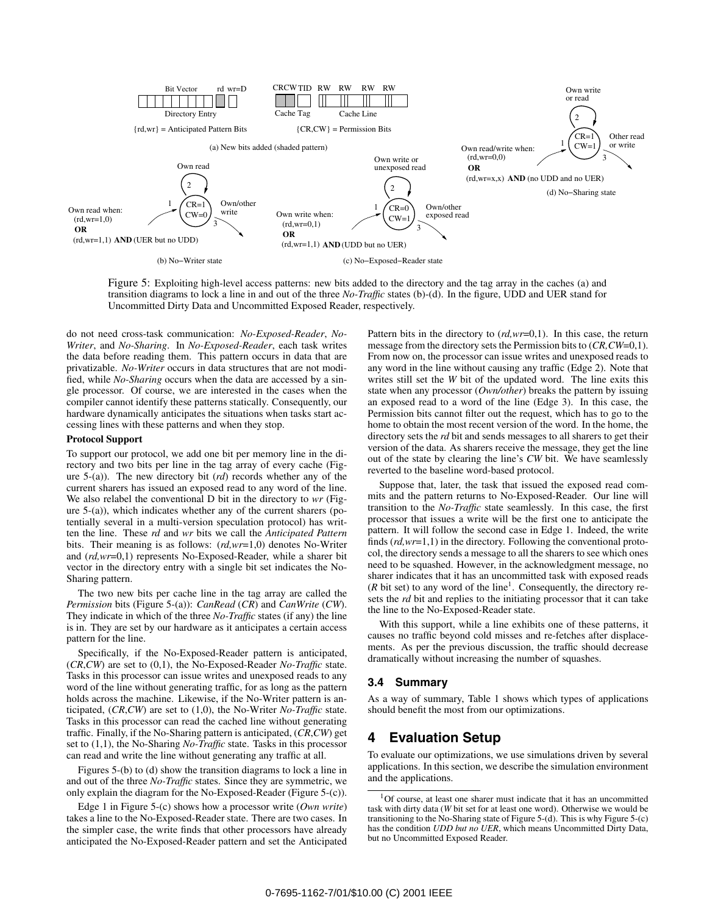Bit Vector

rd wr=D

Directory Entry

{rd,wr} = Anticipated Pattern Bits

CRCW TID RW RW RW RW

Cache Tag

Cache Line

{CR,CW} = Permission Bits

(a) New bits added (shaded pattern)

Own read

2

1

CR=1 CW=0

Own/other write

3

Own read when:
(rd,wr=1,0)
**OR**
(rd,wr=1,1) **AND** (UER but no UDD)

(b) No−Writer state

Own write or unexposed read

2

1

CR=0 CW=1

Own/other exposed read

3

Own write when:
(rd,wr=0,1)
**OR**
(rd,wr=1,1) **AND** (UDD but no UER)

(c) No−Exposed−Reader state

Own write or read

2

1

CR=1 CW=1

Other read or write

3

Own read/write when:
(rd,wr=0,0)
**OR**
(rd,wr=x,x) **AND** (no UDD and no UER)

(d) No−Sharing state

Figure 5: Exploiting high-level access patterns: new bits added to the directory and the tag array in the caches (a) and transition diagrams to lock a line in and out of the three *No-Traffic* states (b)-(d). In the figure, UDD and UER stand for Uncommitted Dirty Data and Uncommitted Exposed Reader, respectively.

do not need cross-task communication: *No-Exposed-Reader*, *No-Writer*, and *No-Sharing*. In *No-Exposed-Reader*, each task writes the data before reading them. This pattern occurs in data that are privatizable. *No-Writer* occurs in data structures that are not modified, while *No-Sharing* occurs when the data are accessed by a single processor. Of course, we are interested in the cases when the compiler cannot identify these patterns statically. Consequently, our hardware dynamically anticipates the situations when tasks start accessing lines with these patterns and when they stop.

**Protocol Support**

To support our protocol, we add one bit per memory line in the directory and two bits per line in the tag array of every cache (Figure 5-(a)). The new directory bit (*rd*) records whether any of the current sharers has issued an exposed read to any word of the line. We also relabel the conventional D bit in the directory to *wr* (Figure 5-(a)), which indicates whether any of the current sharers (potentially several in a multi-version speculation protocol) has written the line. These *rd* and *wr* bits we call the *Anticipated Pattern* bits. Their meaning is as follows: (*rd,wr*=1,0) denotes No-Writer and (*rd,wr*=0,1) represents No-Exposed-Reader, while a sharer bit vector in the directory entry with a single bit set indicates the No-Sharing pattern.

The two new bits per cache line in the tag array are called the *Permission* bits (Figure 5-(a)): *CanRead* (*CR*) and *CanWrite* (*CW*). They indicate in which of the three *No-Traffic* states (if any) the line is in. They are set by our hardware as it anticipates a certain access pattern for the line.

Specifically, if the No-Exposed-Reader pattern is anticipated, (*CR*,*CW*) are set to (0,1), the No-Exposed-Reader *No-Traffic* state. Tasks in this processor can issue writes and unexposed reads to any word of the line without generating traffic, for as long as the pattern holds across the machine. Likewise, if the No-Writer pattern is anticipated, (*CR*,*CW*) are set to (1,0), the No-Writer *No-Traffic* state. Tasks in this processor can read the cached line without generating traffic. Finally, if the No-Sharing pattern is anticipated, (*CR*,*CW*) get set to (1,1), the No-Sharing *No-Traffic* state. Tasks in this processor can read and write the line without generating any traffic at all.

Figures 5-(b) to (d) show the transition diagrams to lock a line in and out of the three *No-Traffic* states. Since they are symmetric, we only explain the diagram for the No-Exposed-Reader (Figure 5-(c)).

Edge 1 in Figure 5-(c) shows how a processor write (*Own write*) takes a line to the No-Exposed-Reader state. There are two cases. In the simpler case, the write finds that other processors have already anticipated the No-Exposed-Reader pattern and set the Anticipated Pattern bits in the directory to (*rd,wr*=0,1). In this case, the return message from the directory sets the Permission bits to (*CR,CW*=0,1). From now on, the processor can issue writes and unexposed reads to any word in the line without causing any traffic (Edge 2). Note that writes still set the *W* bit of the updated word. The line exits this state when any processor (*Own/other*) breaks the pattern by issuing an exposed read to a word of the line (Edge 3). In this case, the Permission bits cannot filter out the request, which has to go to the home to obtain the most recent version of the word. In the home, the directory sets the *rd* bit and sends messages to all sharers to get their version of the data. As sharers receive the message, they get the line out of the state by clearing the line's *CW* bit. We have seamlessly reverted to the baseline word-based protocol.

Suppose that, later, the task that issued the exposed read commits and the pattern returns to No-Exposed-Reader. Our line will transition to the *No-Traffic* state seamlessly. In this case, the first processor that issues a write will be the first one to anticipate the pattern. It will follow the second case in Edge 1. Indeed, the write finds (*rd,wr*=1,1) in the directory. Following the conventional protocol, the directory sends a message to all the sharers to see which ones need to be squashed. However, in the acknowledgment message, no sharer indicates that it has an uncommitted task with exposed reads (*R* bit set) to any word of the line[1]. Consequently, the directory resets the *rd* bit and replies to the initiating processor that it can take the line to the No-Exposed-Reader state.

With this support, while a line exhibits one of these patterns, it causes no traffic beyond cold misses and re-fetches after displacements. As per the previous discussion, the traffic should decrease dramatically without increasing the number of squashes.

### 3.4 Summary

As a way of summary, Table 1 shows which types of applications should benefit the most from our optimizations.

## 4 Evaluation Setup

To evaluate our optimizations, we use simulations driven by several applications. In this section, we describe the simulation environment and the applications.

[1] Of course, at least one sharer must indicate that it has an uncommitted task with dirty data (*W* bit set for at least one word). Otherwise we would be transitioning to the No-Sharing state of Figure 5-(d). This is why Figure 5-(c) has the condition *UDD but no UER*, which means Uncommitted Dirty Data, but no Uncommitted Exposed Reader.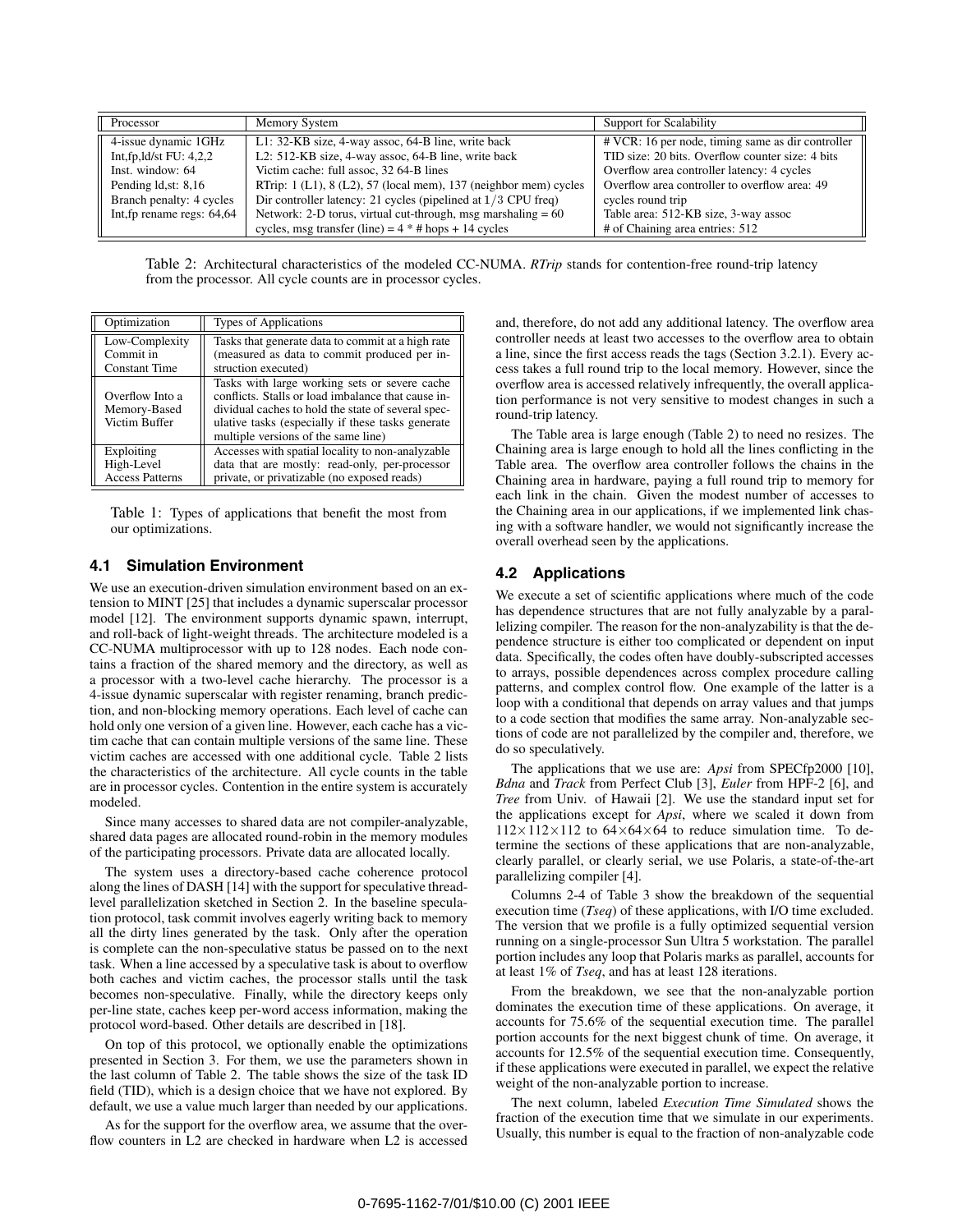| Processor | Memory System | Support for Scalability |
|---|---|---|
| 4-issue dynamic 1GHz<br>Int,fp,ld/st FU: 4,2,2<br>Inst. window: 64<br>Pending ld,st: 8,16<br>Branch penalty: 4 cycles<br>Int,fp rename regs: 64,64 | L1: 32-KB size, 4-way assoc, 64-B line, write back<br>L2: 512-KB size, 4-way assoc, 64-B line, write back<br>Victim cache: full assoc, 32 64-B lines<br>RTrip: 1 (L1), 8 (L2), 57 (local mem), 137 (neighbor mem) cycles<br>Dir controller latency: 21 cycles (pipelined at $1/3$ CPU freq)<br>Network: 2-D torus, virtual cut-through, msg marshaling = 60 cycles, msg transfer (line) = 4 * # hops + 14 cycles | # VCR: 16 per node, timing same as dir controller<br>TID size: 20 bits. Overflow counter size: 4 bits<br>Overflow area controller latency: 4 cycles<br>Overflow area controller to overflow area: 49 cycles round trip<br>Table area: 512-KB size, 3-way assoc<br># of Chaining area entries: 512 |

Table 2: Architectural characteristics of the modeled CC-NUMA. *RTrip* stands for contention-free round-trip latency from the processor. All cycle counts are in processor cycles.

| Optimization | Types of Applications |
|---|---|
| Low-Complexity Commit in Constant Time | Tasks that generate data to commit at a high rate (measured as data to commit produced per instruction executed) |
| Overflow Into a Memory-Based Victim Buffer | Tasks with large working sets or severe cache conflicts. Stalls or load imbalance that cause individual caches to hold the state of several speculative tasks (especially if these tasks generate multiple versions of the same line) |
| Exploiting High-Level Access Patterns | Accesses with spatial locality to non-analyzable data that are mostly: read-only, per-processor private, or privatizable (no exposed reads) |

Table 1: Types of applications that benefit the most from our optimizations.

### 4.1 Simulation Environment

We use an execution-driven simulation environment based on an extension to MINT [25] that includes a dynamic superscalar processor model [12]. The environment supports dynamic spawn, interrupt, and roll-back of light-weight threads. The architecture modeled is a CC-NUMA multiprocessor with up to 128 nodes. Each node contains a fraction of the shared memory and the directory, as well as a processor with a two-level cache hierarchy. The processor is a 4-issue dynamic superscalar with register renaming, branch prediction, and non-blocking memory operations. Each level of cache can hold only one version of a given line. However, each cache has a victim cache that can contain multiple versions of the same line. These victim caches are accessed with one additional cycle. Table 2 lists the characteristics of the architecture. All cycle counts in the table are in processor cycles. Contention in the entire system is accurately modeled.

Since many accesses to shared data are not compiler-analyzable, shared data pages are allocated round-robin in the memory modules of the participating processors. Private data are allocated locally.

The system uses a directory-based cache coherence protocol along the lines of DASH [14] with the support for speculative thread-level parallelization sketched in Section 2. In the baseline speculation protocol, task commit involves eagerly writing back to memory all the dirty lines generated by the task. Only after the operation is complete can the non-speculative status be passed on to the next task. When a line accessed by a speculative task is about to overflow both caches and victim caches, the processor stalls until the task becomes non-speculative. Finally, while the directory keeps only per-line state, caches keep per-word access information, making the protocol word-based. Other details are described in [18].

On top of this protocol, we optionally enable the optimizations presented in Section 3. For them, we use the parameters shown in the last column of Table 2. The table shows the size of the task ID field (TID), which is a design choice that we have not explored. By default, we use a value much larger than needed by our applications.

As for the support for the overflow area, we assume that the overflow counters in L2 are checked in hardware when L2 is accessed and, therefore, do not add any additional latency. The overflow area controller needs at least two accesses to the overflow area to obtain a line, since the first access reads the tags (Section 3.2.1). Every access takes a full round trip to the local memory. However, since the overflow area is accessed relatively infrequently, the overall application performance is not very sensitive to modest changes in such a round-trip latency.

The Table area is large enough (Table 2) to need no resizes. The Chaining area is large enough to hold all the lines conflicting in the Table area. The overflow area controller follows the chains in the Chaining area in hardware, paying a full round trip to memory for each link in the chain. Given the modest number of accesses to the Chaining area in our applications, if we implemented link chasing with a software handler, we would not significantly increase the overall overhead seen by the applications.

### 4.2 Applications

We execute a set of scientific applications where much of the code has dependence structures that are not fully analyzable by a parallelizing compiler. The reason for the non-analyzability is that the dependence structure is either too complicated or dependent on input data. Specifically, the codes often have doubly-subscripted accesses to arrays, possible dependences across complex procedure calling patterns, and complex control flow. One example of the latter is a loop with a conditional that depends on array values and that jumps to a code section that modifies the same array. Non-analyzable sections of code are not parallelized by the compiler and, therefore, we do so speculatively.

The applications that we use are: *Apsi* from SPECfp2000 [10], *Bdna* and *Track* from Perfect Club [3], *Euler* from HPF-2 [6], and *Tree* from Univ. of Hawaii [2]. We use the standard input set for the applications except for *Apsi*, where we scaled it down from $112\times112\times112$ to $64\times64\times64$ to reduce simulation time. To determine the sections of these applications that are non-analyzable, clearly parallel, or clearly serial, we use Polaris, a state-of-the-art parallelizing compiler [4].

Columns 2-4 of Table 3 show the breakdown of the sequential execution time (*Tseq*) of these applications, with I/O time excluded. The version that we profile is a fully optimized sequential version running on a single-processor Sun Ultra 5 workstation. The parallel portion includes any loop that Polaris marks as parallel, accounts for at least 1% of *Tseq*, and has at least 128 iterations.

From the breakdown, we see that the non-analyzable portion dominates the execution time of these applications. On average, it accounts for 75.6% of the sequential execution time. The parallel portion accounts for the next biggest chunk of time. On average, it accounts for 12.5% of the sequential execution time. Consequently, if these applications were executed in parallel, we expect the relative weight of the non-analyzable portion to increase.

The next column, labeled *Execution Time Simulated* shows the fraction of the execution time that we simulate in our experiments. Usually, this number is equal to the fraction of non-analyzable code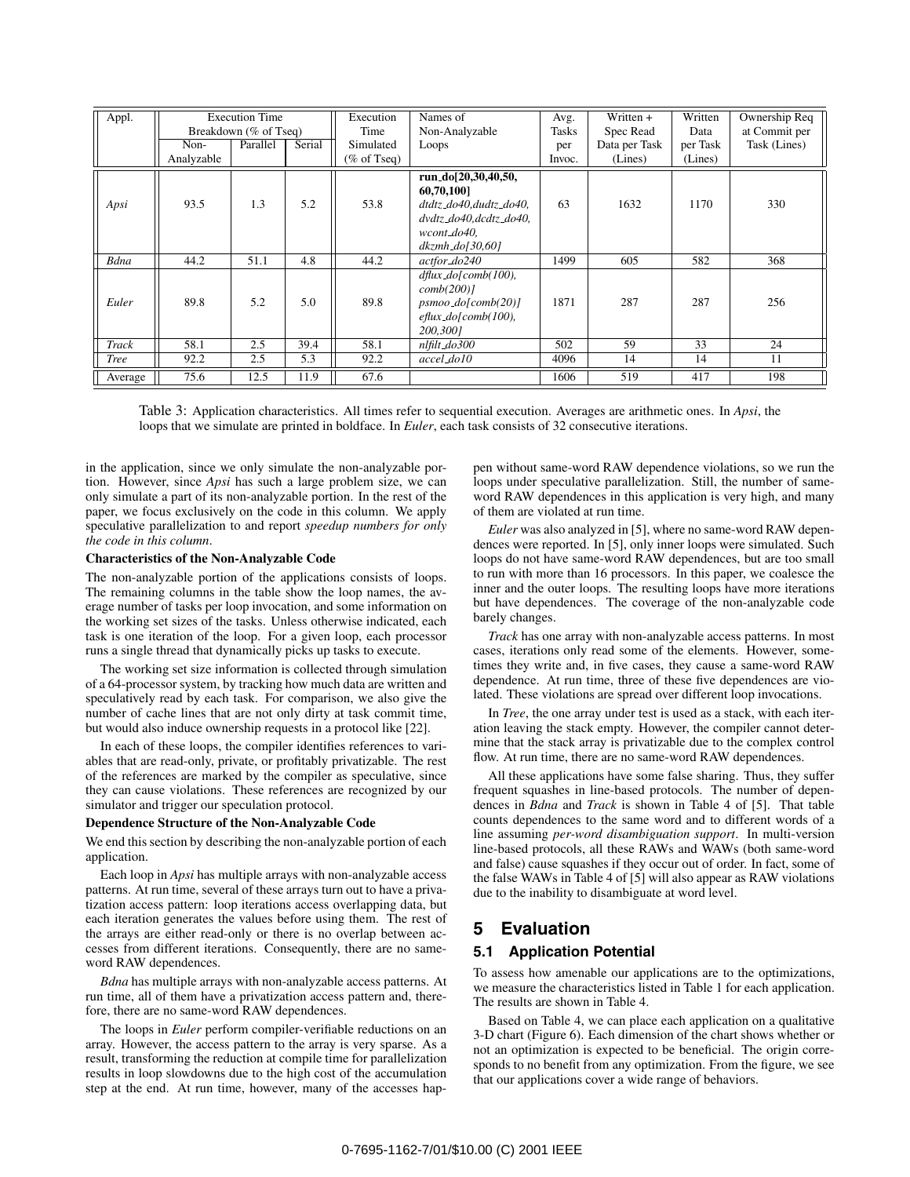| Appl. | Execution Time Breakdown (% of Tseq) | | | Execution Time Simulated (% of Tseq) | Names of Non-Analyzable Loops | Avg. Tasks per Invoc. | Written + Spec Read Data per Task (Lines) | Written Data per Task (Lines) | Ownership Req at Commit per Task (Lines) |
|---|---|---|---|---|---|---|---|---|---|
| | Non-Analyzable | Parallel | Serial | | | | | | |
| *Apsi* | 93.5 | 1.3 | 5.2 | 53.8 | **run_do[20,30,40,50, 60,70,100]** *dtdtz_do40,dudtz_do40, dvdtz_do40,dcdtz_do40, wcont_do40, dkzmh_do[30,60]* | 63 | 1632 | 1170 | 330 |
| *Bdna* | 44.2 | 51.1 | 4.8 | 44.2 | *actfor_do240* | 1499 | 605 | 582 | 368 |
| *Euler* | 89.8 | 5.2 | 5.0 | 89.8 | *dflux_do[comb(100), comb(200)] psmoo_do[comb(20)] eflux_do[comb(100), 200,300]* | 1871 | 287 | 287 | 256 |
| *Track* | 58.1 | 2.5 | 39.4 | 58.1 | *nlfilt_do300* | 502 | 59 | 33 | 24 |
| *Tree* | 92.2 | 2.5 | 5.3 | 92.2 | *accel_do10* | 4096 | 14 | 14 | 11 |
| Average | 75.6 | 12.5 | 11.9 | 67.6 | | 1606 | 519 | 417 | 198 |

Table 3: Application characteristics. All times refer to sequential execution. Averages are arithmetic ones. In *Apsi*, the loops that we simulate are printed in boldface. In *Euler*, each task consists of 32 consecutive iterations.

in the application, since we only simulate the non-analyzable portion. However, since *Apsi* has such a large problem size, we can only simulate a part of its non-analyzable portion. In the rest of the paper, we focus exclusively on the code in this column. We apply speculative parallelization to and report *speedup numbers for only the code in this column*.

**Characteristics of the Non-Analyzable Code**

The non-analyzable portion of the applications consists of loops. The remaining columns in the table show the loop names, the average number of tasks per loop invocation, and some information on the working set sizes of the tasks. Unless otherwise indicated, each task is one iteration of the loop. For a given loop, each processor runs a single thread that dynamically picks up tasks to execute.

The working set size information is collected through simulation of a 64-processor system, by tracking how much data are written and speculatively read by each task. For comparison, we also give the number of cache lines that are not only dirty at task commit time, but would also induce ownership requests in a protocol like [22].

In each of these loops, the compiler identifies references to variables that are read-only, private, or profitably privatizable. The rest of the references are marked by the compiler as speculative, since they can cause violations. These references are recognized by our simulator and trigger our speculation protocol.

**Dependence Structure of the Non-Analyzable Code**

We end this section by describing the non-analyzable portion of each application.

Each loop in *Apsi* has multiple arrays with non-analyzable access patterns. At run time, several of these arrays turn out to have a privatization access pattern: loop iterations access overlapping data, but each iteration generates the values before using them. The rest of the arrays are either read-only or there is no overlap between accesses from different iterations. Consequently, there are no same-word RAW dependences.

*Bdna* has multiple arrays with non-analyzable access patterns. At run time, all of them have a privatization access pattern and, therefore, there are no same-word RAW dependences.

The loops in *Euler* perform compiler-verifiable reductions on an array. However, the access pattern to the array is very sparse. As a result, transforming the reduction at compile time for parallelization results in loop slowdowns due to the high cost of the accumulation step at the end. At run time, however, many of the accesses happen without same-word RAW dependence violations, so we run the loops under speculative parallelization. Still, the number of same-word RAW dependences in this application is very high, and many of them are violated at run time.

*Euler* was also analyzed in [5], where no same-word RAW dependences were reported. In [5], only inner loops were simulated. Such loops do not have same-word RAW dependences, but are too small to run with more than 16 processors. In this paper, we coalesce the inner and the outer loops. The resulting loops have more iterations but have dependences. The coverage of the non-analyzable code barely changes.

*Track* has one array with non-analyzable access patterns. In most cases, iterations only read some of the elements. However, sometimes they write and, in five cases, they cause a same-word RAW dependence. At run time, three of these five dependences are violated. These violations are spread over different loop invocations.

In *Tree*, the one array under test is used as a stack, with each iteration leaving the stack empty. However, the compiler cannot determine that the stack array is privatizable due to the complex control flow. At run time, there are no same-word RAW dependences.

All these applications have some false sharing. Thus, they suffer frequent squashes in line-based protocols. The number of dependences in *Bdna* and *Track* is shown in Table 4 of [5]. That table counts dependences to the same word and to different words of a line assuming *per-word disambiguation support*. In multi-version line-based protocols, all these RAWs and WAWs (both same-word and false) cause squashes if they occur out of order. In fact, some of the false WAWs in Table 4 of [5] will also appear as RAW violations due to the inability to disambiguate at word level.

# 5 Evaluation

## 5.1 Application Potential

To assess how amenable our applications are to the optimizations, we measure the characteristics listed in Table 1 for each application. The results are shown in Table 4.

Based on Table 4, we can place each application on a qualitative 3-D chart (Figure 6). Each dimension of the chart shows whether or not an optimization is expected to be beneficial. The origin corresponds to no benefit from any optimization. From the figure, we see that our applications cover a wide range of behaviors.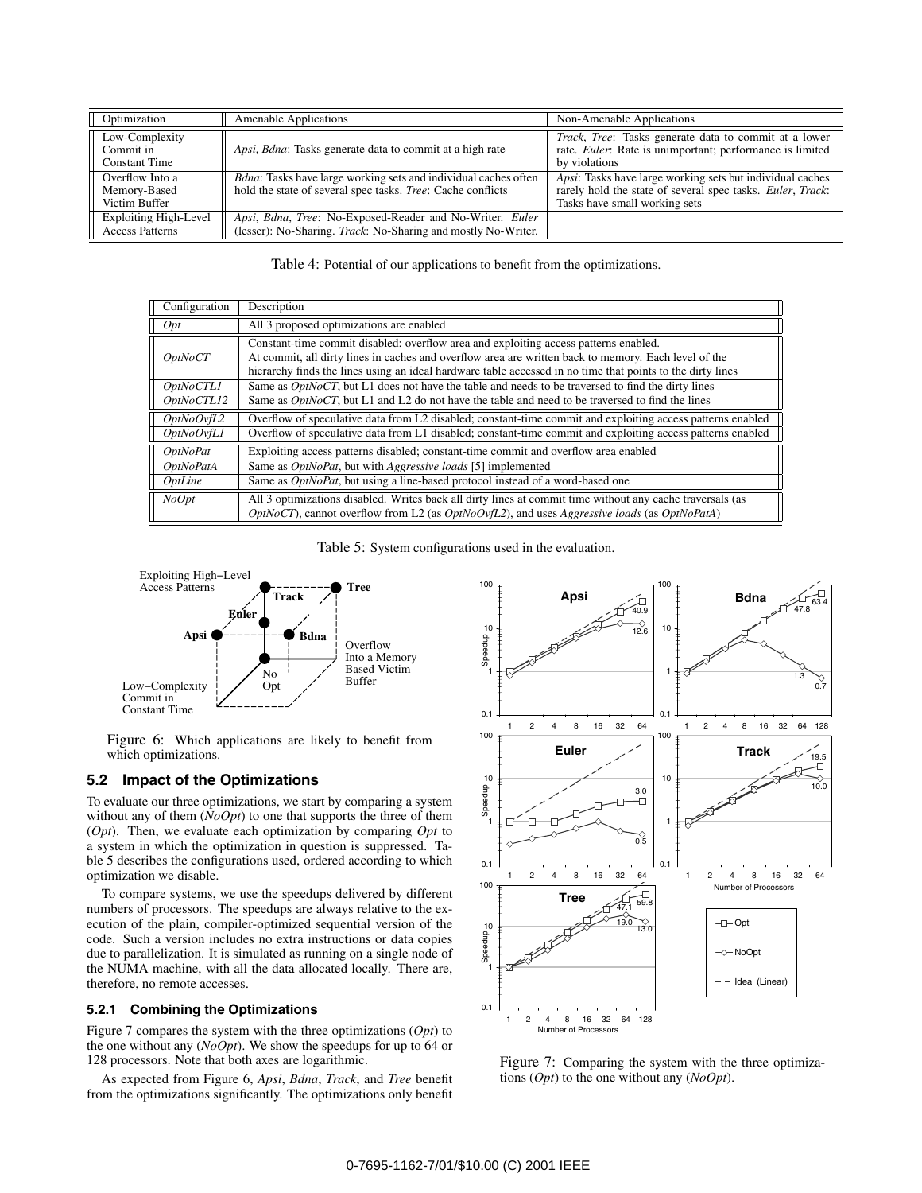| Optimization | Amenable Applications | Non-Amenable Applications |
|---|---|---|
| Low-Complexity Commit in Constant Time | *Apsi*, *Bdna*: Tasks generate data to commit at a high rate | *Track*, *Tree*: Tasks generate data to commit at a lower rate. *Euler*: Rate is unimportant; performance is limited by violations |
| Overflow Into a Memory-Based Victim Buffer | *Bdna*: Tasks have large working sets and individual caches often hold the state of several spec tasks. *Tree*: Cache conflicts | *Apsi*: Tasks have large working sets but individual caches rarely hold the state of several spec tasks. *Euler*, *Track*: Tasks have small working sets |
| Exploiting High-Level Access Patterns | *Apsi*, *Bdna*, *Tree*: No-Exposed-Reader and No-Writer. *Euler* (lesser): No-Sharing. *Track*: No-Sharing and mostly No-Writer. | |

Table 4: Potential of our applications to benefit from the optimizations.

| Configuration | Description |
|---|---|
| *Opt* | All 3 proposed optimizations are enabled |
| *OptNoCT* | Constant-time commit disabled; overflow area and exploiting access patterns enabled. At commit, all dirty lines in caches and overflow area are written back to memory. Each level of the hierarchy finds the lines using an ideal hardware table accessed in no time that points to the dirty lines |
| *OptNoCTL1* | Same as *OptNoCT*, but L1 does not have the table and needs to be traversed to find the dirty lines |
| *OptNoCTL12* | Same as *OptNoCT*, but L1 and L2 do not have the table and need to be traversed to find the lines |
| *OptNoOvfL2* | Overflow of speculative data from L2 disabled; constant-time commit and exploiting access patterns enabled |
| *OptNoOvfL1* | Overflow of speculative data from L1 disabled; constant-time commit and exploiting access patterns enabled |
| *OptNoPat* | Exploiting access patterns disabled; constant-time commit and overflow area enabled |
| *OptNoPatA* | Same as *OptNoPat*, but with *Aggressive loads* [5] implemented |
| *OptLine* | Same as *OptNoPat*, but using a line-based protocol instead of a word-based one |
| *NoOpt* | All 3 optimizations disabled. Writes back all dirty lines at commit time without any cache traversals (as *OptNoCT*), cannot overflow from L2 (as *OptNoOvfL2*), and uses *Aggressive loads* (as *OptNoPatA*) |

Table 5: System configurations used in the evaluation.

Exploiting High-Level Access Patterns
Track
Tree
Euler
Apsi
Bdna
Overflow Into a Memory Based Victim Buffer
No Opt
Low-Complexity Commit in Constant Time

Figure 6: Which applications are likely to benefit from which optimizations.

## 5.2 Impact of the Optimizations

To evaluate our three optimizations, we start by comparing a system without any of them (*NoOpt*) to one that supports the three of them (*Opt*). Then, we evaluate each optimization by comparing *Opt* to a system in which the optimization in question is suppressed. Table 5 describes the configurations used, ordered according to which optimization we disable.

To compare systems, we use the speedups delivered by different numbers of processors. The speedups are always relative to the execution of the plain, compiler-optimized sequential version of the code. Such a version includes no extra instructions or data copies due to parallelization. It is simulated as running on a single node of the NUMA machine, with all the data allocated locally. There are, therefore, no remote accesses.

### 5.2.1 Combining the Optimizations

Figure 7 compares the system with the three optimizations (*Opt*) to the one without any (*NoOpt*). We show the speedups for up to 64 or 128 processors. Note that both axes are logarithmic.

As expected from Figure 6, *Apsi*, *Bdna*, *Track*, and *Tree* benefit from the optimizations significantly. The optimizations only benefit

Apsi: 40.9, 12.6
Bdna: 63.4, 47.8, 1.3, 0.7
Euler: 3.0, 0.5
Track: 19.5, 10.0
Tree: 59.8, 47.1, 19.0, 13.0
Speedup
Number of Processors
Opt
NoOpt
Ideal (Linear)

Figure 7: Comparing the system with the three optimizations (*Opt*) to the one without any (*NoOpt*).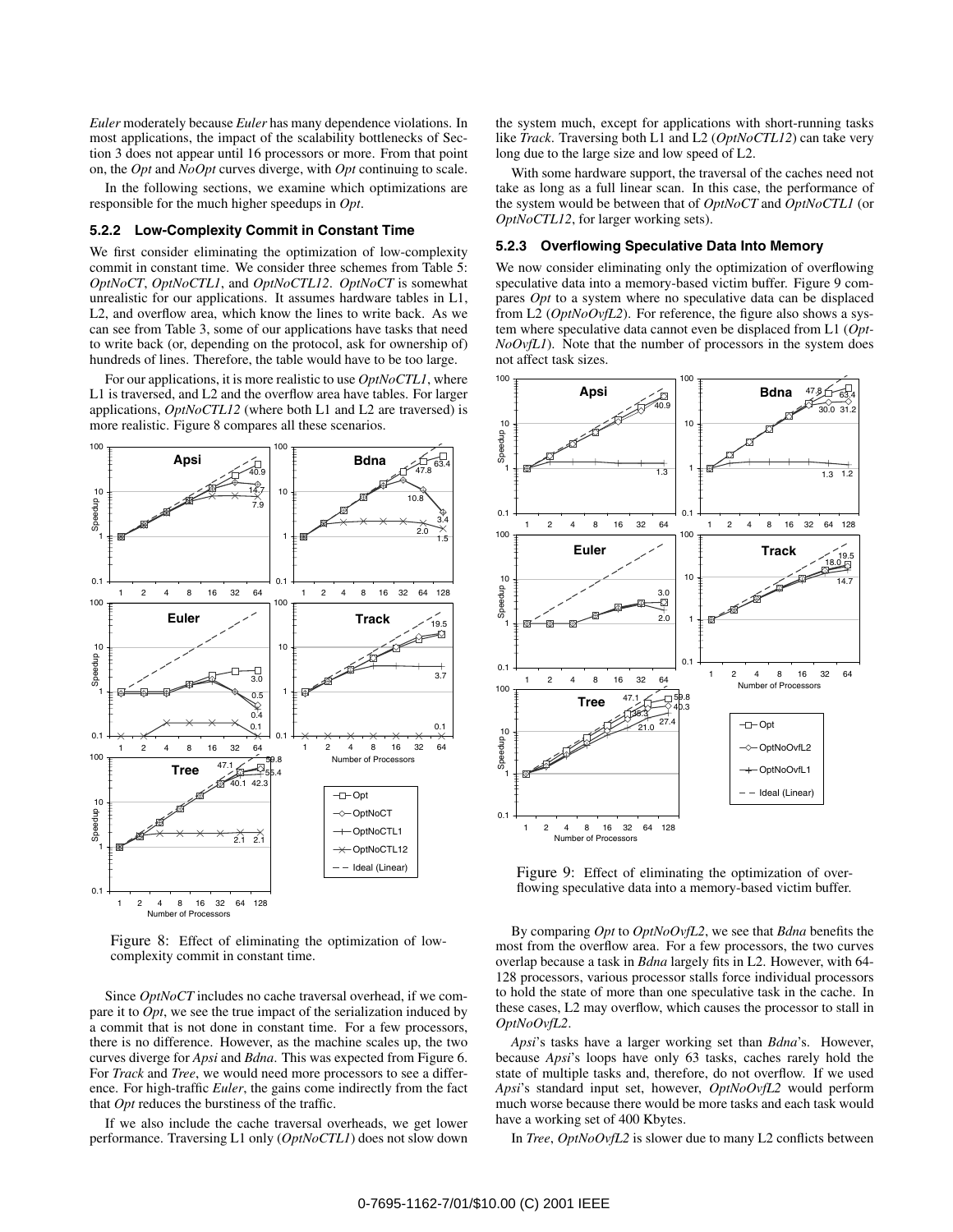*Euler* moderately because *Euler* has many dependence violations. In most applications, the impact of the scalability bottlenecks of Section 3 does not appear until 16 processors or more. From that point on, the *Opt* and *NoOpt* curves diverge, with *Opt* continuing to scale.

In the following sections, we examine which optimizations are responsible for the much higher speedups in *Opt*.

### 5.2.2 Low-Complexity Commit in Constant Time

We first consider eliminating the optimization of low-complexity commit in constant time. We consider three schemes from Table 5: *OptNoCT*, *OptNoCTL1*, and *OptNoCTL12*. *OptNoCT* is somewhat unrealistic for our applications. It assumes hardware tables in L1, L2, and overflow area, which know the lines to write back. As we can see from Table 3, some of our applications have tasks that need to write back (or, depending on the protocol, ask for ownership of) hundreds of lines. Therefore, the table would have to be too large.

For our applications, it is more realistic to use *OptNoCTL1*, where L1 is traversed, and L2 and the overflow area have tables. For larger applications, *OptNoCTL12* (where both L1 and L2 are traversed) is more realistic. Figure 8 compares all these scenarios.

Apsi
Bdna
Euler
Track
Tree
Speedup
Number of Processors
1 2 4 8 16 32 64 128
0.1 1 10 100
40.9
14.7
7.9
63.4
47.8
10.8
3.4
2.0
1.5
3.0
0.5
0.4
0.1
19.5
3.7
0.1
59.8
47.1
55.4
40.1
42.3
2.1
2.1
Opt
OptNoCT
OptNoCTL1
OptNoCTL12
Ideal (Linear)

Figure 8: Effect of eliminating the optimization of low-complexity commit in constant time.

Since *OptNoCT* includes no cache traversal overhead, if we compare it to *Opt*, we see the true impact of the serialization induced by a commit that is not done in constant time. For a few processors, there is no difference. However, as the machine scales up, the two curves diverge for *Apsi* and *Bdna*. This was expected from Figure 6. For *Track* and *Tree*, we would need more processors to see a difference. For high-traffic *Euler*, the gains come indirectly from the fact that *Opt* reduces the burstiness of the traffic.

If we also include the cache traversal overheads, we get lower performance. Traversing L1 only (*OptNoCTL1*) does not slow down the system much, except for applications with short-running tasks like *Track*. Traversing both L1 and L2 (*OptNoCTL12*) can take very long due to the large size and low speed of L2.

With some hardware support, the traversal of the caches need not take as long as a full linear scan. In this case, the performance of the system would be between that of *OptNoCT* and *OptNoCTL1* (or *OptNoCTL12*, for larger working sets).

### 5.2.3 Overflowing Speculative Data Into Memory

We now consider eliminating only the optimization of overflowing speculative data into a memory-based victim buffer. Figure 9 compares *Opt* to a system where no speculative data can be displaced from L2 (*OptNoOvfL2*). For reference, the figure also shows a system where speculative data cannot even be displaced from L1 (*OptNoOvfL1*). Note that the number of processors in the system does not affect task sizes.

Apsi
Bdna
Euler
Track
Tree
Speedup
Number of Processors
1 2 4 8 16 32 64 128
0.1 1 10 100
40.9
1.3
47.8
63.4
30.0
31.2
1.3
1.2
3.0
2.0
19.5
18.0
14.7
47.1
59.8
38.3
40.3
21.0
27.4
Opt
OptNoOvfL2
OptNoOvfL1
Ideal (Linear)

Figure 9: Effect of eliminating the optimization of overflowing speculative data into a memory-based victim buffer.

By comparing *Opt* to *OptNoOvfL2*, we see that *Bdna* benefits the most from the overflow area. For a few processors, the two curves overlap because a task in *Bdna* largely fits in L2. However, with 64-128 processors, various processor stalls force individual processors to hold the state of more than one speculative task in the cache. In these cases, L2 may overflow, which causes the processor to stall in *OptNoOvfL2*.

*Apsi*'s tasks have a larger working set than *Bdna*'s. However, because *Apsi*'s loops have only 63 tasks, caches rarely hold the state of multiple tasks and, therefore, do not overflow. If we used *Apsi*'s standard input set, however, *OptNoOvfL2* would perform much worse because there would be more tasks and each task would have a working set of 400 Kbytes.

In *Tree*, *OptNoOvfL2* is slower due to many L2 conflicts between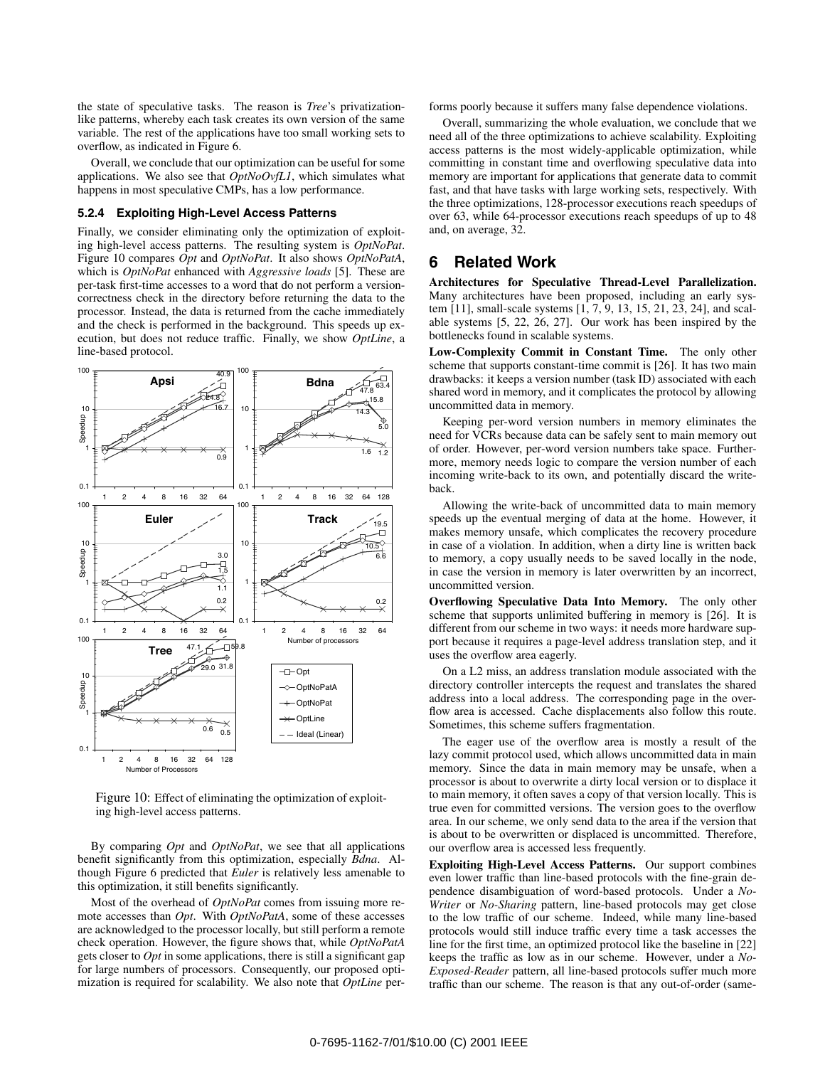the state of speculative tasks. The reason is *Tree*'s privatization-like patterns, whereby each task creates its own version of the same variable. The rest of the applications have too small working sets to overflow, as indicated in Figure 6.

Overall, we conclude that our optimization can be useful for some applications. We also see that *OptNoOvfL1*, which simulates what happens in most speculative CMPs, has a low performance.

#### 5.2.4 Exploiting High-Level Access Patterns

Finally, we consider eliminating only the optimization of exploiting high-level access patterns. The resulting system is *OptNoPat*. Figure 10 compares *Opt* and *OptNoPat*. It also shows *OptNoPatA*, which is *OptNoPat* enhanced with *Aggressive loads* [5]. These are per-task first-time accesses to a word that do not perform a version-correctness check in the directory before returning the data to the processor. Instead, the data is returned from the cache immediately and the check is performed in the background. This speeds up execution, but does not reduce traffic. Finally, we show *OptLine*, a line-based protocol.

Apsi
Bdna
Euler
Track
Tree
Speedup
Number of processors
Number of Processors
40.9
24.8
16.7
0.9
63.4
47.8
15.8
14.3
5.0
1.6
1.2
3.0
1.5
1.1
0.2
19.5
10.5
6.6
0.2
47.1
59.8
29.0
31.8
0.6
0.5
Opt
OptNoPatA
OptNoPat
OptLine
Ideal (Linear)

Figure 10: Effect of eliminating the optimization of exploiting high-level access patterns.

By comparing *Opt* and *OptNoPat*, we see that all applications benefit significantly from this optimization, especially *Bdna*. Although Figure 6 predicted that *Euler* is relatively less amenable to this optimization, it still benefits significantly.

Most of the overhead of *OptNoPat* comes from issuing more remote accesses than *Opt*. With *OptNoPatA*, some of these accesses are acknowledged to the processor locally, but still perform a remote check operation. However, the figure shows that, while *OptNoPatA* gets closer to *Opt* in some applications, there is still a significant gap for large numbers of processors. Consequently, our proposed optimization is required for scalability. We also note that *OptLine* performs poorly because it suffers many false dependence violations.

Overall, summarizing the whole evaluation, we conclude that we need all of the three optimizations to achieve scalability. Exploiting access patterns is the most widely-applicable optimization, while committing in constant time and overflowing speculative data into memory are important for applications that generate data to commit fast, and that have tasks with large working sets, respectively. With the three optimizations, 128-processor executions reach speedups of over 63, while 64-processor executions reach speedups of up to 48 and, on average, 32.

## 6 Related Work

**Architectures for Speculative Thread-Level Parallelization.** Many architectures have been proposed, including an early system [11], small-scale systems [1, 7, 9, 13, 15, 21, 23, 24], and scalable systems [5, 22, 26, 27]. Our work has been inspired by the bottlenecks found in scalable systems.

**Low-Complexity Commit in Constant Time.** The only other scheme that supports constant-time commit is [26]. It has two main drawbacks: it keeps a version number (task ID) associated with each shared word in memory, and it complicates the protocol by allowing uncommitted data in memory.

Keeping per-word version numbers in memory eliminates the need for VCRs because data can be safely sent to main memory out of order. However, per-word version numbers take space. Furthermore, memory needs logic to compare the version number of each incoming write-back to its own, and potentially discard the write-back.

Allowing the write-back of uncommitted data to main memory speeds up the eventual merging of data at the home. However, it makes memory unsafe, which complicates the recovery procedure in case of a violation. In addition, when a dirty line is written back to memory, a copy usually needs to be saved locally in the node, in case the version in memory is later overwritten by an incorrect, uncommitted version.

**Overflowing Speculative Data Into Memory.** The only other scheme that supports unlimited buffering in memory is [26]. It is different from our scheme in two ways: it needs more hardware support because it requires a page-level address translation step, and it uses the overflow area eagerly.

On a L2 miss, an address translation module associated with the directory controller intercepts the request and translates the shared address into a local address. The corresponding page in the overflow area is accessed. Cache displacements also follow this route. Sometimes, this scheme suffers fragmentation.

The eager use of the overflow area is mostly a result of the lazy commit protocol used, which allows uncommitted data in main memory. Since the data in main memory may be unsafe, when a processor is about to overwrite a dirty local version or to displace it to main memory, it often saves a copy of that version locally. This is true even for committed versions. The version goes to the overflow area. In our scheme, we only send data to the area if the version that is about to be overwritten or displaced is uncommitted. Therefore, our overflow area is accessed less frequently.

**Exploiting High-Level Access Patterns.** Our support combines even lower traffic than line-based protocols with the fine-grain dependence disambiguation of word-based protocols. Under a *No-Writer* or *No-Sharing* pattern, line-based protocols may get close to the low traffic of our scheme. Indeed, while many line-based protocols would still induce traffic every time a task accesses the line for the first time, an optimized protocol like the baseline in [22] keeps the traffic as low as in our scheme. However, under a *No-Exposed-Reader* pattern, all line-based protocols suffer much more traffic than our scheme. The reason is that any out-of-order (same-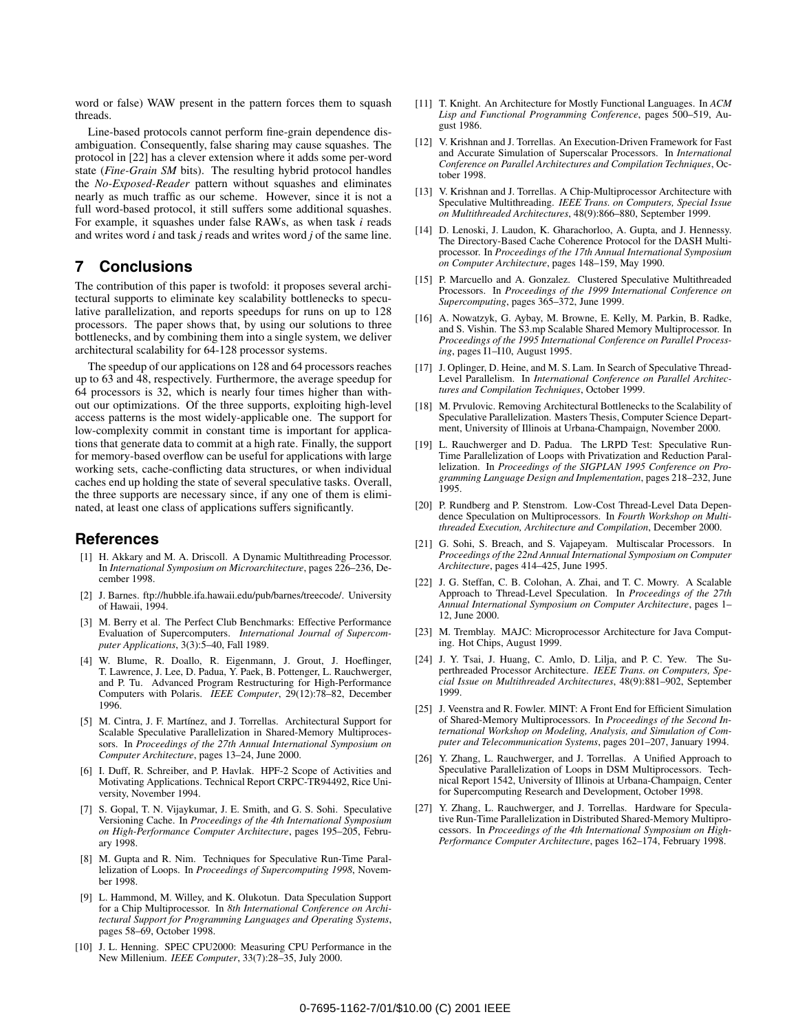word or false) WAW present in the pattern forces them to squash threads.

Line-based protocols cannot perform fine-grain dependence disambiguation. Consequently, false sharing may cause squashes. The protocol in [22] has a clever extension where it adds some per-word state (*Fine-Grain SM* bits). The resulting hybrid protocol handles the *No-Exposed-Reader* pattern without squashes and eliminates nearly as much traffic as our scheme. However, since it is not a full word-based protocol, it still suffers some additional squashes. For example, it squashes under false RAWs, as when task *i* reads and writes word *i* and task *j* reads and writes word *j* of the same line.

## 7 Conclusions

The contribution of this paper is twofold: it proposes several architectural supports to eliminate key scalability bottlenecks to speculative parallelization, and reports speedups for runs on up to 128 processors. The paper shows that, by using our solutions to three bottlenecks, and by combining them into a single system, we deliver architectural scalability for 64-128 processor systems.

The speedup of our applications on 128 and 64 processors reaches up to 63 and 48, respectively. Furthermore, the average speedup for 64 processors is 32, which is nearly four times higher than without our optimizations. Of the three supports, exploiting high-level access patterns is the most widely-applicable one. The support for low-complexity commit in constant time is important for applications that generate data to commit at a high rate. Finally, the support for memory-based overflow can be useful for applications with large working sets, cache-conflicting data structures, or when individual caches end up holding the state of several speculative tasks. Overall, the three supports are necessary since, if any one of them is eliminated, at least one class of applications suffers significantly.

## References

[1] H. Akkary and M. A. Driscoll. A Dynamic Multithreading Processor. In *International Symposium on Microarchitecture*, pages 226–236, December 1998.

[2] J. Barnes. ftp://hubble.ifa.hawaii.edu/pub/barnes/treecode/. University of Hawaii, 1994.

[3] M. Berry et al. The Perfect Club Benchmarks: Effective Performance Evaluation of Supercomputers. *International Journal of Supercomputer Applications*, 3(3):5–40, Fall 1989.

[4] W. Blume, R. Doallo, R. Eigenmann, J. Grout, J. Hoeflinger, T. Lawrence, J. Lee, D. Padua, Y. Paek, B. Pottenger, L. Rauchwerger, and P. Tu. Advanced Program Restructuring for High-Performance Computers with Polaris. *IEEE Computer*, 29(12):78–82, December 1996.

[5] M. Cintra, J. F. Martínez, and J. Torrellas. Architectural Support for Scalable Speculative Parallelization in Shared-Memory Multiprocessors. In *Proceedings of the 27th Annual International Symposium on Computer Architecture*, pages 13–24, June 2000.

[6] I. Duff, R. Schreiber, and P. Havlak. HPF-2 Scope of Activities and Motivating Applications. Technical Report CRPC-TR94492, Rice University, November 1994.

[7] S. Gopal, T. N. Vijaykumar, J. E. Smith, and G. S. Sohi. Speculative Versioning Cache. In *Proceedings of the 4th International Symposium on High-Performance Computer Architecture*, pages 195–205, February 1998.

[8] M. Gupta and R. Nim. Techniques for Speculative Run-Time Parallelization of Loops. In *Proceedings of Supercomputing 1998*, November 1998.

[9] L. Hammond, M. Willey, and K. Olukotun. Data Speculation Support for a Chip Multiprocessor. In *8th International Conference on Architectural Support for Programming Languages and Operating Systems*, pages 58–69, October 1998.

[10] J. L. Henning. SPEC CPU2000: Measuring CPU Performance in the New Millenium. *IEEE Computer*, 33(7):28–35, July 2000.

[11] T. Knight. An Architecture for Mostly Functional Languages. In *ACM Lisp and Functional Programming Conference*, pages 500–519, August 1986.

[12] V. Krishnan and J. Torrellas. An Execution-Driven Framework for Fast and Accurate Simulation of Superscalar Processors. In *International Conference on Parallel Architectures and Compilation Techniques*, October 1998.

[13] V. Krishnan and J. Torrellas. A Chip-Multiprocessor Architecture with Speculative Multithreading. *IEEE Trans. on Computers, Special Issue on Multithreaded Architectures*, 48(9):866–880, September 1999.

[14] D. Lenoski, J. Laudon, K. Gharachorloo, A. Gupta, and J. Hennessy. The Directory-Based Cache Coherence Protocol for the DASH Multiprocessor. In *Proceedings of the 17th Annual International Symposium on Computer Architecture*, pages 148–159, May 1990.

[15] P. Marcuello and A. Gonzalez. Clustered Speculative Multithreaded Processors. In *Proceedings of the 1999 International Conference on Supercomputing*, pages 365–372, June 1999.

[16] A. Nowatzyk, G. Aybay, M. Browne, E. Kelly, M. Parkin, B. Radke, and S. Vishin. The S3.mp Scalable Shared Memory Multiprocessor. In *Proceedings of the 1995 International Conference on Parallel Processing*, pages I1–I10, August 1995.

[17] J. Oplinger, D. Heine, and M. S. Lam. In Search of Speculative Thread-Level Parallelism. In *International Conference on Parallel Architectures and Compilation Techniques*, October 1999.

[18] M. Prvulovic. Removing Architectural Bottlenecks to the Scalability of Speculative Parallelization. Masters Thesis, Computer Science Department, University of Illinois at Urbana-Champaign, November 2000.

[19] L. Rauchwerger and D. Padua. The LRPD Test: Speculative Run-Time Parallelization of Loops with Privatization and Reduction Parallelization. In *Proceedings of the SIGPLAN 1995 Conference on Programming Language Design and Implementation*, pages 218–232, June 1995.

[20] P. Rundberg and P. Stenstrom. Low-Cost Thread-Level Data Dependence Speculation on Multiprocessors. In *Fourth Workshop on Multithreaded Execution, Architecture and Compilation*, December 2000.

[21] G. Sohi, S. Breach, and S. Vajapeyam. Multiscalar Processors. In *Proceedings of the 22nd Annual International Symposium on Computer Architecture*, pages 414–425, June 1995.

[22] J. G. Steffan, C. B. Colohan, A. Zhai, and T. C. Mowry. A Scalable Approach to Thread-Level Speculation. In *Proceedings of the 27th Annual International Symposium on Computer Architecture*, pages 1–12, June 2000.

[23] M. Tremblay. MAJC: Microprocessor Architecture for Java Computing. Hot Chips, August 1999.

[24] J. Y. Tsai, J. Huang, C. Amlo, D. Lilja, and P. C. Yew. The Superthreaded Processor Architecture. *IEEE Trans. on Computers, Special Issue on Multithreaded Architectures*, 48(9):881–902, September 1999.

[25] J. Veenstra and R. Fowler. MINT: A Front End for Efficient Simulation of Shared-Memory Multiprocessors. In *Proceedings of the Second International Workshop on Modeling, Analysis, and Simulation of Computer and Telecommunication Systems*, pages 201–207, January 1994.

[26] Y. Zhang, L. Rauchwerger, and J. Torrellas. A Unified Approach to Speculative Parallelization of Loops in DSM Multiprocessors. Technical Report 1542, University of Illinois at Urbana-Champaign, Center for Supercomputing Research and Development, October 1998.

[27] Y. Zhang, L. Rauchwerger, and J. Torrellas. Hardware for Speculative Run-Time Parallelization in Distributed Shared-Memory Multiprocessors. In *Proceedings of the 4th International Symposium on High-Performance Computer Architecture*, pages 162–174, February 1998.